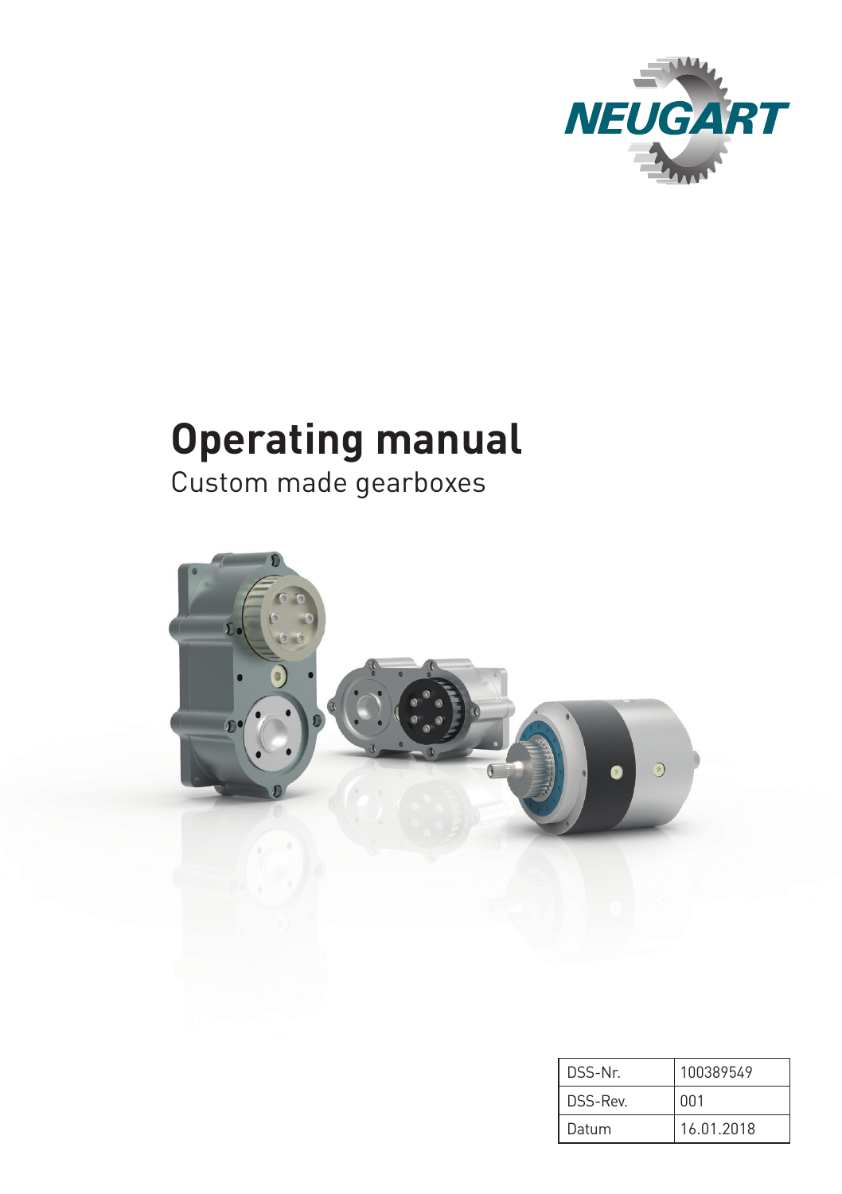NEUGART

# Operating manual

Custom made gearboxes

| DSS-Nr. | 100389549 |
|---|---|
| DSS-Rev. | 001 |
| Datum | 16.01.2018 |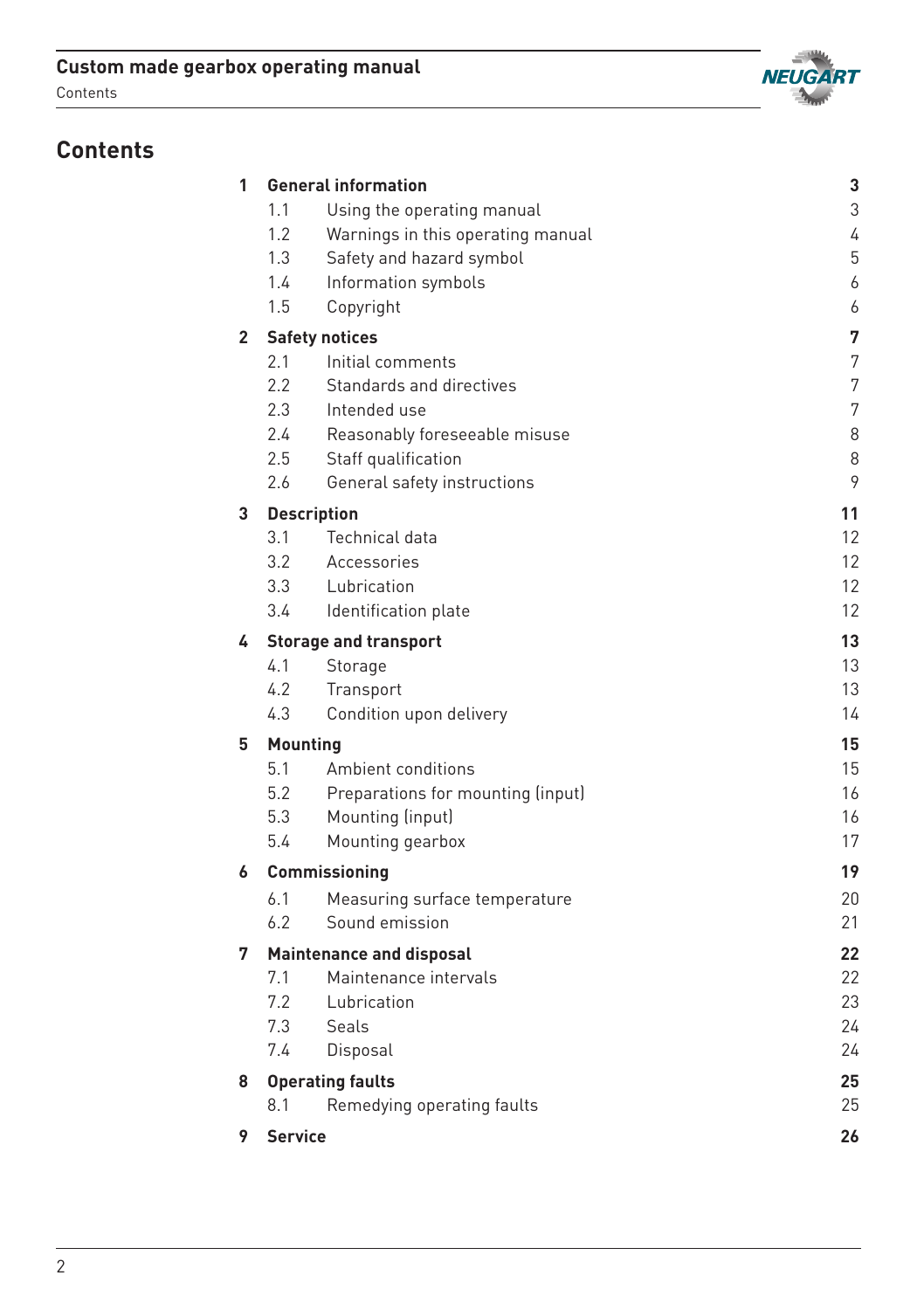# Contents

| | | | |
|---|---|---|---|
| **1** | **General information** | | **3** |
| | 1.1 | Using the operating manual | 3 |
| | 1.2 | Warnings in this operating manual | 4 |
| | 1.3 | Safety and hazard symbol | 5 |
| | 1.4 | Information symbols | 6 |
| | 1.5 | Copyright | 6 |
| **2** | **Safety notices** | | **7** |
| | 2.1 | Initial comments | 7 |
| | 2.2 | Standards and directives | 7 |
| | 2.3 | Intended use | 7 |
| | 2.4 | Reasonably foreseeable misuse | 8 |
| | 2.5 | Staff qualification | 8 |
| | 2.6 | General safety instructions | 9 |
| **3** | **Description** | | **11** |
| | 3.1 | Technical data | 12 |
| | 3.2 | Accessories | 12 |
| | 3.3 | Lubrication | 12 |
| | 3.4 | Identification plate | 12 |
| **4** | **Storage and transport** | | **13** |
| | 4.1 | Storage | 13 |
| | 4.2 | Transport | 13 |
| | 4.3 | Condition upon delivery | 14 |
| **5** | **Mounting** | | **15** |
| | 5.1 | Ambient conditions | 15 |
| | 5.2 | Preparations for mounting (input) | 16 |
| | 5.3 | Mounting (input) | 16 |
| | 5.4 | Mounting gearbox | 17 |
| **6** | **Commissioning** | | **19** |
| | 6.1 | Measuring surface temperature | 20 |
| | 6.2 | Sound emission | 21 |
| **7** | **Maintenance and disposal** | | **22** |
| | 7.1 | Maintenance intervals | 22 |
| | 7.2 | Lubrication | 23 |
| | 7.3 | Seals | 24 |
| | 7.4 | Disposal | 24 |
| **8** | **Operating faults** | | **25** |
| | 8.1 | Remedying operating faults | 25 |
| **9** | **Service** | | **26** |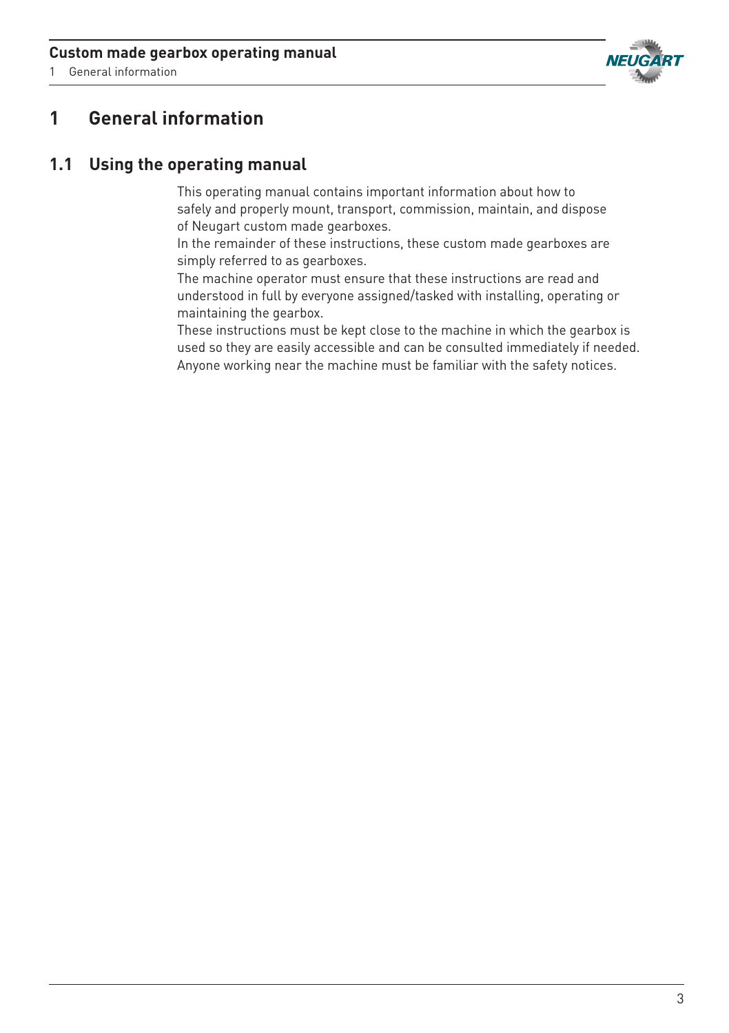# 1 General information

## 1.1 Using the operating manual

This operating manual contains important information about how to safely and properly mount, transport, commission, maintain, and dispose of Neugart custom made gearboxes.

In the remainder of these instructions, these custom made gearboxes are simply referred to as gearboxes.

The machine operator must ensure that these instructions are read and understood in full by everyone assigned/tasked with installing, operating or maintaining the gearbox.

These instructions must be kept close to the machine in which the gearbox is used so they are easily accessible and can be consulted immediately if needed. Anyone working near the machine must be familiar with the safety notices.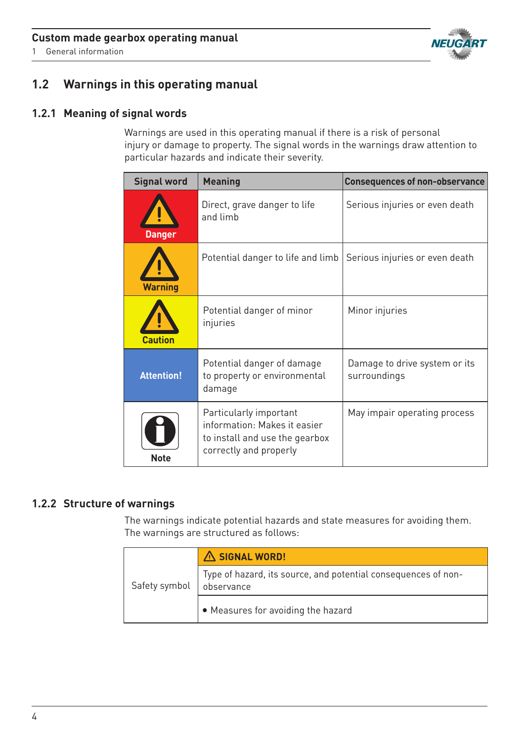## 1.2 Warnings in this operating manual

### 1.2.1 Meaning of signal words

Warnings are used in this operating manual if there is a risk of personal injury or damage to property. The signal words in the warnings draw attention to particular hazards and indicate their severity.

| Signal word | Meaning | Consequences of non-observance |
| --- | --- | --- |
| ⚠ Danger | Direct, grave danger to life and limb | Serious injuries or even death |
| ⚠ Warning | Potential danger to life and limb | Serious injuries or even death |
| ⚠ Caution | Potential danger of minor injuries | Minor injuries |
| Attention! | Potential danger of damage to property or environmental damage | Damage to drive system or its surroundings |
| Note | Particularly important information: Makes it easier to install and use the gearbox correctly and properly | May impair operating process |

### 1.2.2 Structure of warnings

The warnings indicate potential hazards and state measures for avoiding them. The warnings are structured as follows:

| Safety symbol | ⚠ SIGNAL WORD! |
| --- | --- |
| | Type of hazard, its source, and potential consequences of non-observance |
| | • Measures for avoiding the hazard |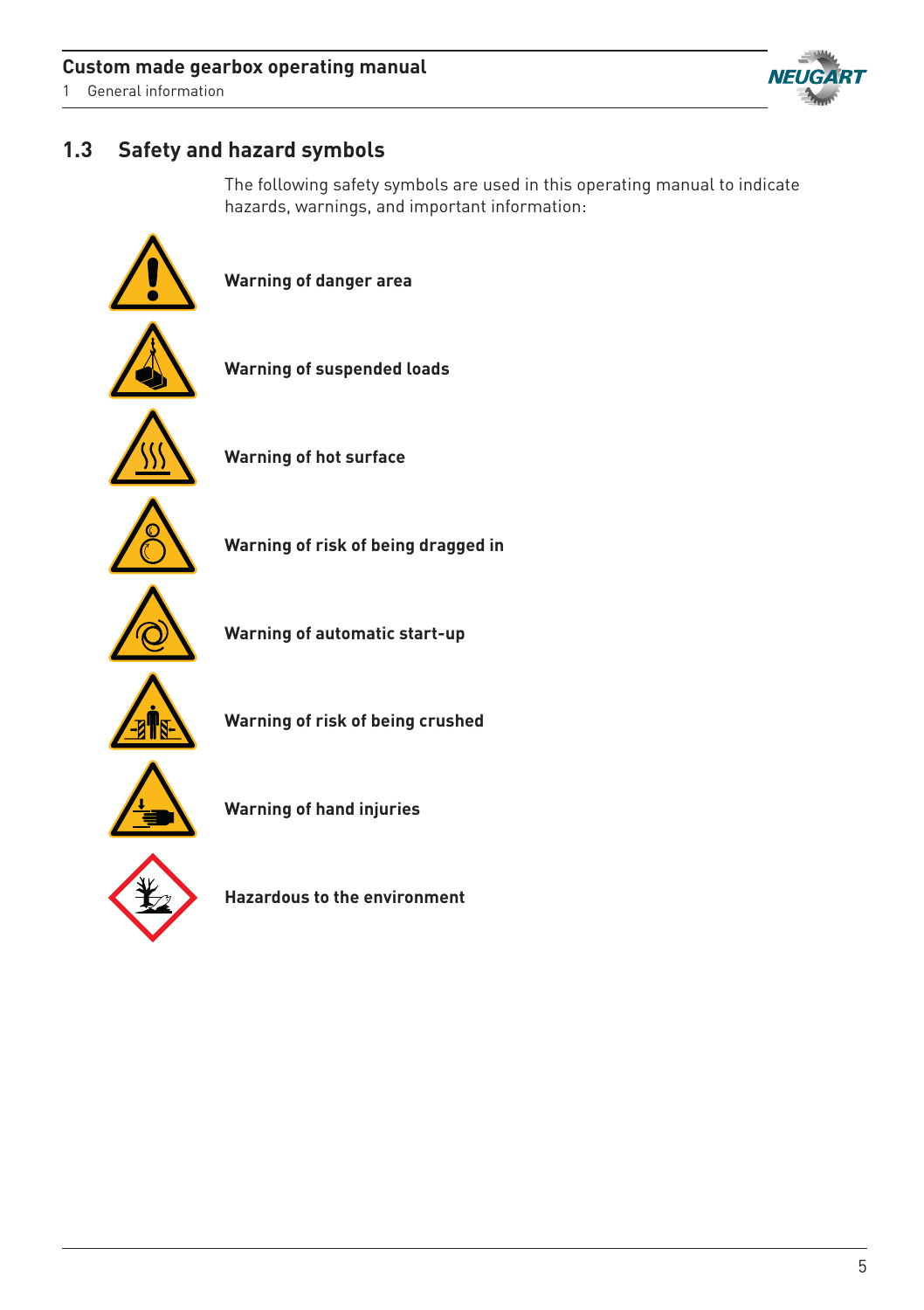## 1.3 Safety and hazard symbols

The following safety symbols are used in this operating manual to indicate hazards, warnings, and important information:

**Warning of danger area**

**Warning of suspended loads**

**Warning of hot surface**

**Warning of risk of being dragged in**

**Warning of automatic start-up**

**Warning of risk of being crushed**

**Warning of hand injuries**

**Hazardous to the environment**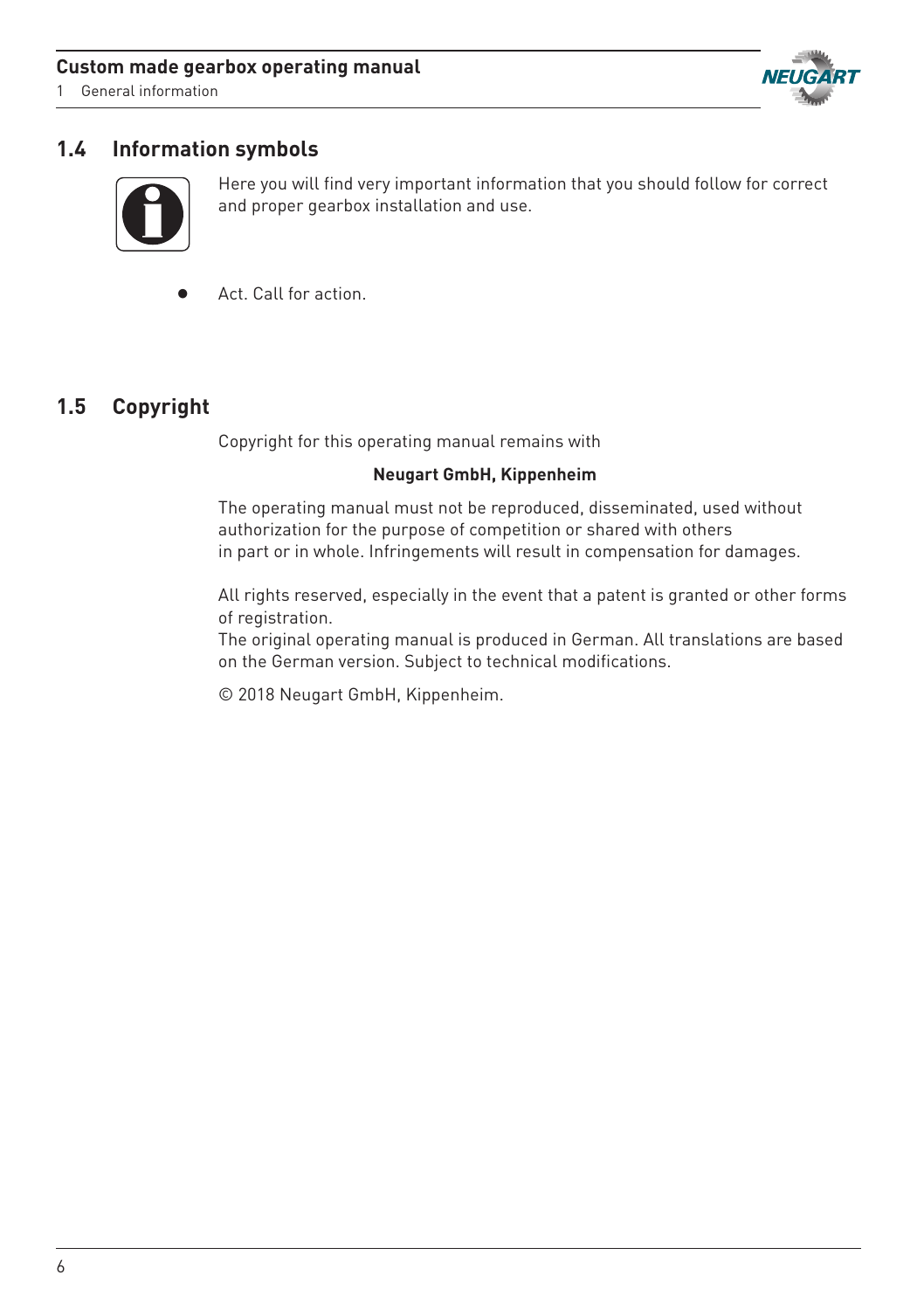## 1.4 Information symbols

Here you will find very important information that you should follow for correct and proper gearbox installation and use.

- Act. Call for action.

## 1.5 Copyright

Copyright for this operating manual remains with

**Neugart GmbH, Kippenheim**

The operating manual must not be reproduced, disseminated, used without authorization for the purpose of competition or shared with others in part or in whole. Infringements will result in compensation for damages.

All rights reserved, especially in the event that a patent is granted or other forms of registration.
The original operating manual is produced in German. All translations are based on the German version. Subject to technical modifications.

© 2018 Neugart GmbH, Kippenheim.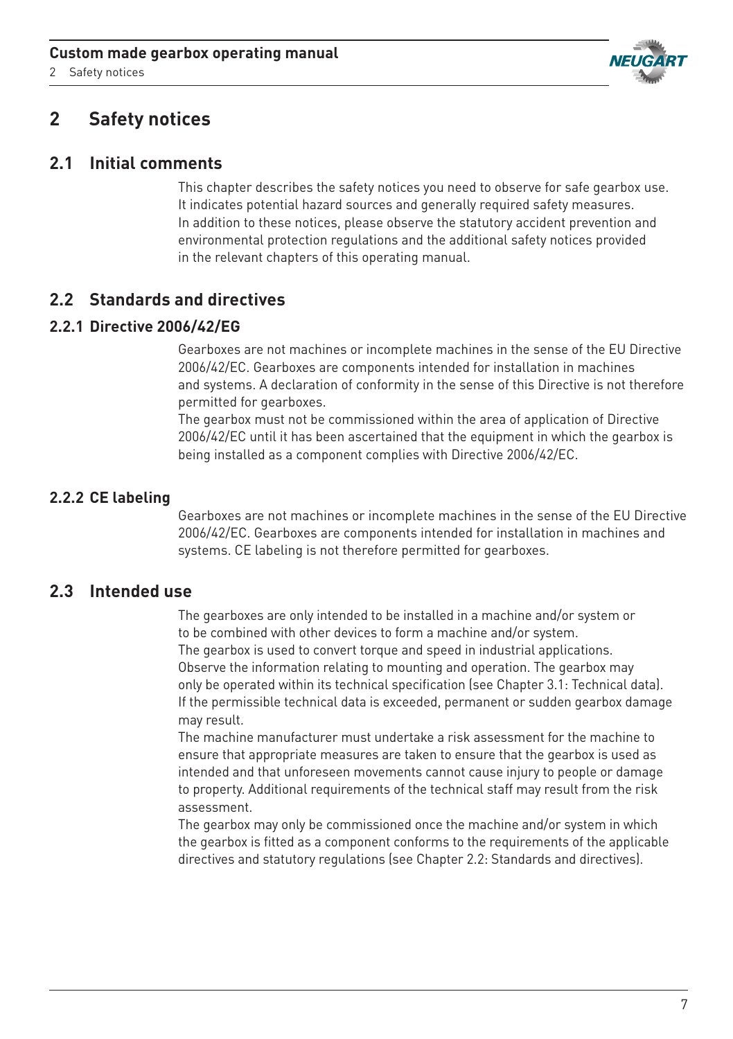# 2 Safety notices

## 2.1 Initial comments

This chapter describes the safety notices you need to observe for safe gearbox use. It indicates potential hazard sources and generally required safety measures. In addition to these notices, please observe the statutory accident prevention and environmental protection regulations and the additional safety notices provided in the relevant chapters of this operating manual.

## 2.2 Standards and directives

### 2.2.1 Directive 2006/42/EG

Gearboxes are not machines or incomplete machines in the sense of the EU Directive 2006/42/EC. Gearboxes are components intended for installation in machines and systems. A declaration of conformity in the sense of this Directive is not therefore permitted for gearboxes.

The gearbox must not be commissioned within the area of application of Directive 2006/42/EC until it has been ascertained that the equipment in which the gearbox is being installed as a component complies with Directive 2006/42/EC.

### 2.2.2 CE labeling

Gearboxes are not machines or incomplete machines in the sense of the EU Directive 2006/42/EC. Gearboxes are components intended for installation in machines and systems. CE labeling is not therefore permitted for gearboxes.

## 2.3 Intended use

The gearboxes are only intended to be installed in a machine and/or system or to be combined with other devices to form a machine and/or system.

The gearbox is used to convert torque and speed in industrial applications.

Observe the information relating to mounting and operation. The gearbox may only be operated within its technical specification (see Chapter 3.1: Technical data). If the permissible technical data is exceeded, permanent or sudden gearbox damage may result.

The machine manufacturer must undertake a risk assessment for the machine to ensure that appropriate measures are taken to ensure that the gearbox is used as intended and that unforeseen movements cannot cause injury to people or damage to property. Additional requirements of the technical staff may result from the risk assessment.

The gearbox may only be commissioned once the machine and/or system in which the gearbox is fitted as a component conforms to the requirements of the applicable directives and statutory regulations (see Chapter 2.2: Standards and directives).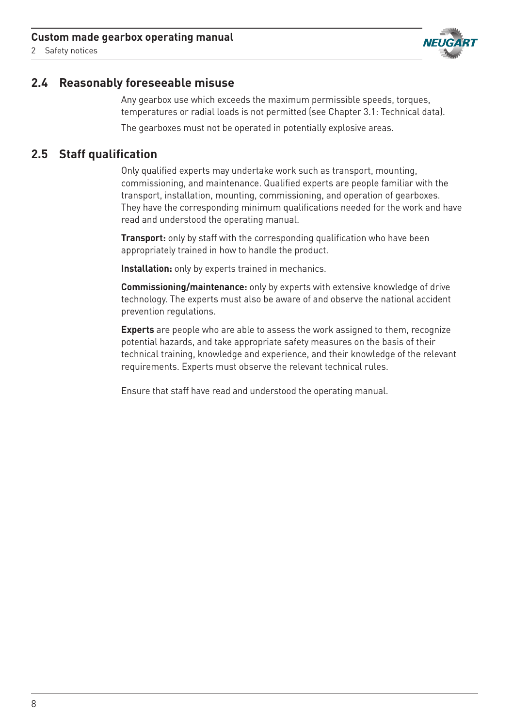## 2.4 Reasonably foreseeable misuse

Any gearbox use which exceeds the maximum permissible speeds, torques, temperatures or radial loads is not permitted (see Chapter 3.1: Technical data).

The gearboxes must not be operated in potentially explosive areas.

## 2.5 Staff qualification

Only qualified experts may undertake work such as transport, mounting, commissioning, and maintenance. Qualified experts are people familiar with the transport, installation, mounting, commissioning, and operation of gearboxes. They have the corresponding minimum qualifications needed for the work and have read and understood the operating manual.

**Transport:** only by staff with the corresponding qualification who have been appropriately trained in how to handle the product.

**Installation:** only by experts trained in mechanics.

**Commissioning/maintenance:** only by experts with extensive knowledge of drive technology. The experts must also be aware of and observe the national accident prevention regulations.

**Experts** are people who are able to assess the work assigned to them, recognize potential hazards, and take appropriate safety measures on the basis of their technical training, knowledge and experience, and their knowledge of the relevant requirements. Experts must observe the relevant technical rules.

Ensure that staff have read and understood the operating manual.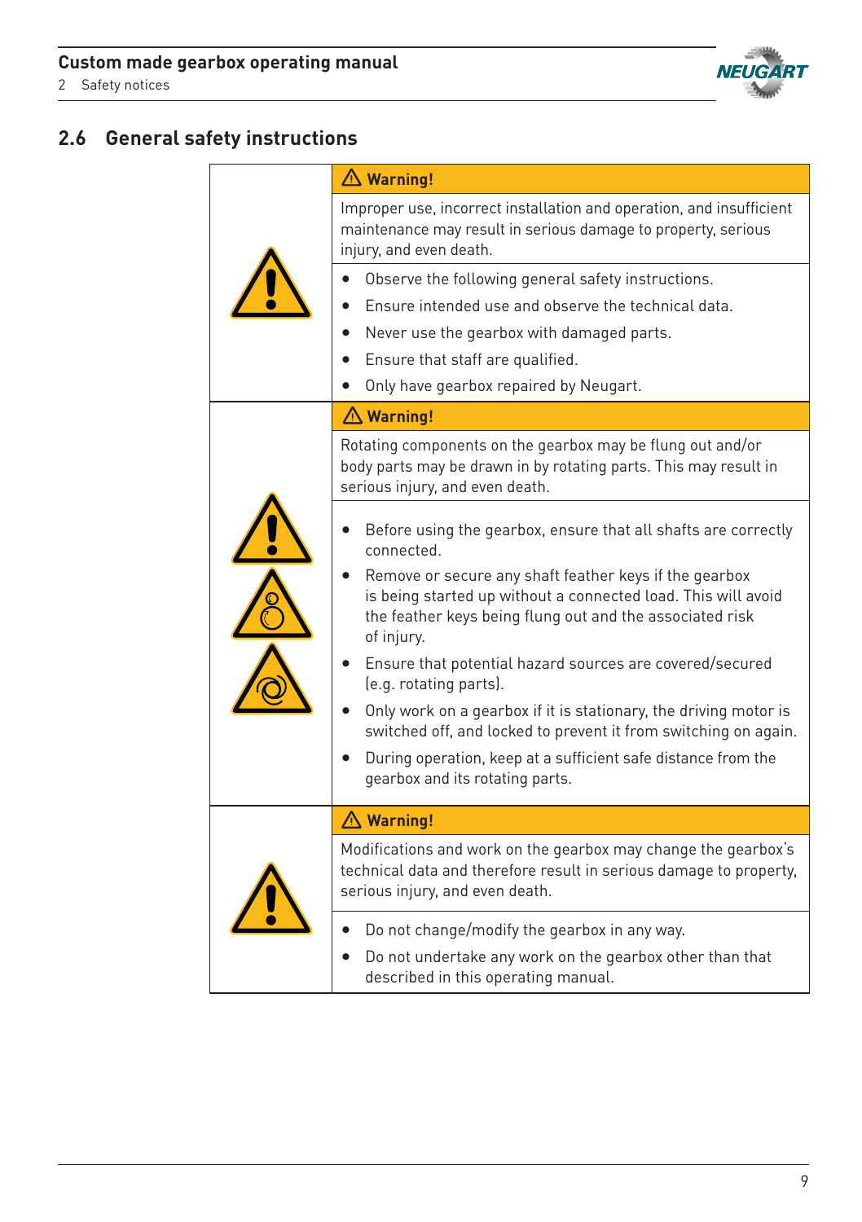## 2.6 General safety instructions

**⚠ Warning!**

Improper use, incorrect installation and operation, and insufficient maintenance may result in serious damage to property, serious injury, and even death.

- Observe the following general safety instructions.
- Ensure intended use and observe the technical data.
- Never use the gearbox with damaged parts.
- Ensure that staff are qualified.
- Only have gearbox repaired by Neugart.

**⚠ Warning!**

Rotating components on the gearbox may be flung out and/or body parts may be drawn in by rotating parts. This may result in serious injury, and even death.

- Before using the gearbox, ensure that all shafts are correctly connected.
- Remove or secure any shaft feather keys if the gearbox is being started up without a connected load. This will avoid the feather keys being flung out and the associated risk of injury.
- Ensure that potential hazard sources are covered/secured (e.g. rotating parts).
- Only work on a gearbox if it is stationary, the driving motor is switched off, and locked to prevent it from switching on again.
- During operation, keep at a sufficient safe distance from the gearbox and its rotating parts.

**⚠ Warning!**

Modifications and work on the gearbox may change the gearbox's technical data and therefore result in serious damage to property, serious injury, and even death.

- Do not change/modify the gearbox in any way.
- Do not undertake any work on the gearbox other than that described in this operating manual.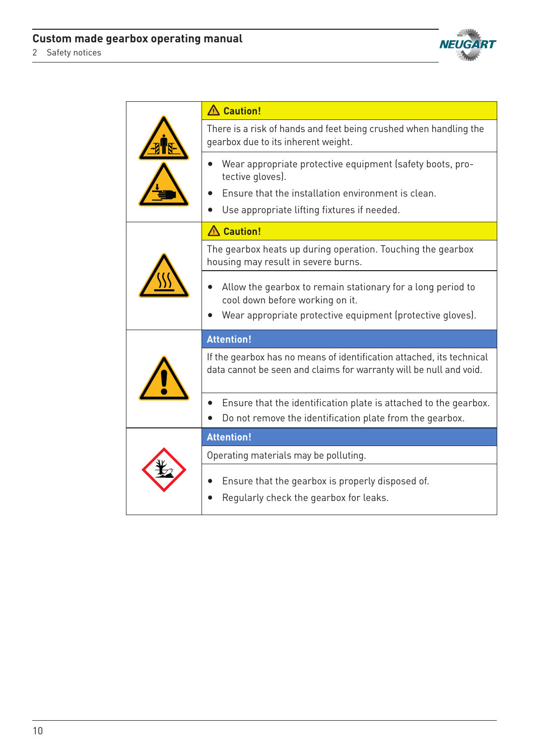**⚠ Caution!**

There is a risk of hands and feet being crushed when handling the gearbox due to its inherent weight.

- Wear appropriate protective equipment (safety boots, protective gloves).
- Ensure that the installation environment is clean.
- Use appropriate lifting fixtures if needed.

**⚠ Caution!**

The gearbox heats up during operation. Touching the gearbox housing may result in severe burns.

- Allow the gearbox to remain stationary for a long period to cool down before working on it.
- Wear appropriate protective equipment (protective gloves).

**Attention!**

If the gearbox has no means of identification attached, its technical data cannot be seen and claims for warranty will be null and void.

- Ensure that the identification plate is attached to the gearbox.
- Do not remove the identification plate from the gearbox.

**Attention!**

Operating materials may be polluting.

- Ensure that the gearbox is properly disposed of.
- Regularly check the gearbox for leaks.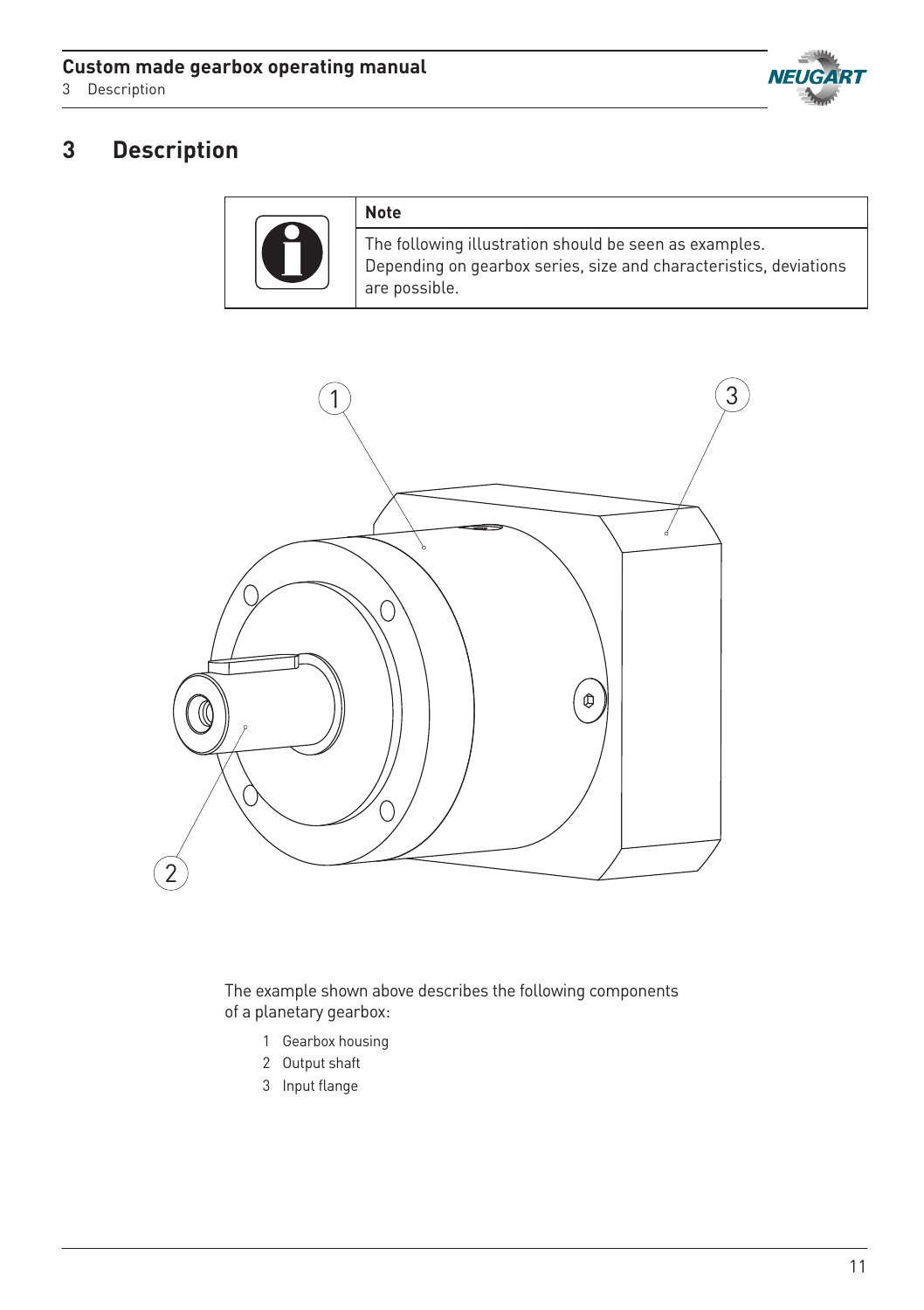# 3 Description

| | Note |
|---|---|
| | The following illustration should be seen as examples. Depending on gearbox series, size and characteristics, deviations are possible. |

The example shown above describes the following components of a planetary gearbox:

1 Gearbox housing
2 Output shaft
3 Input flange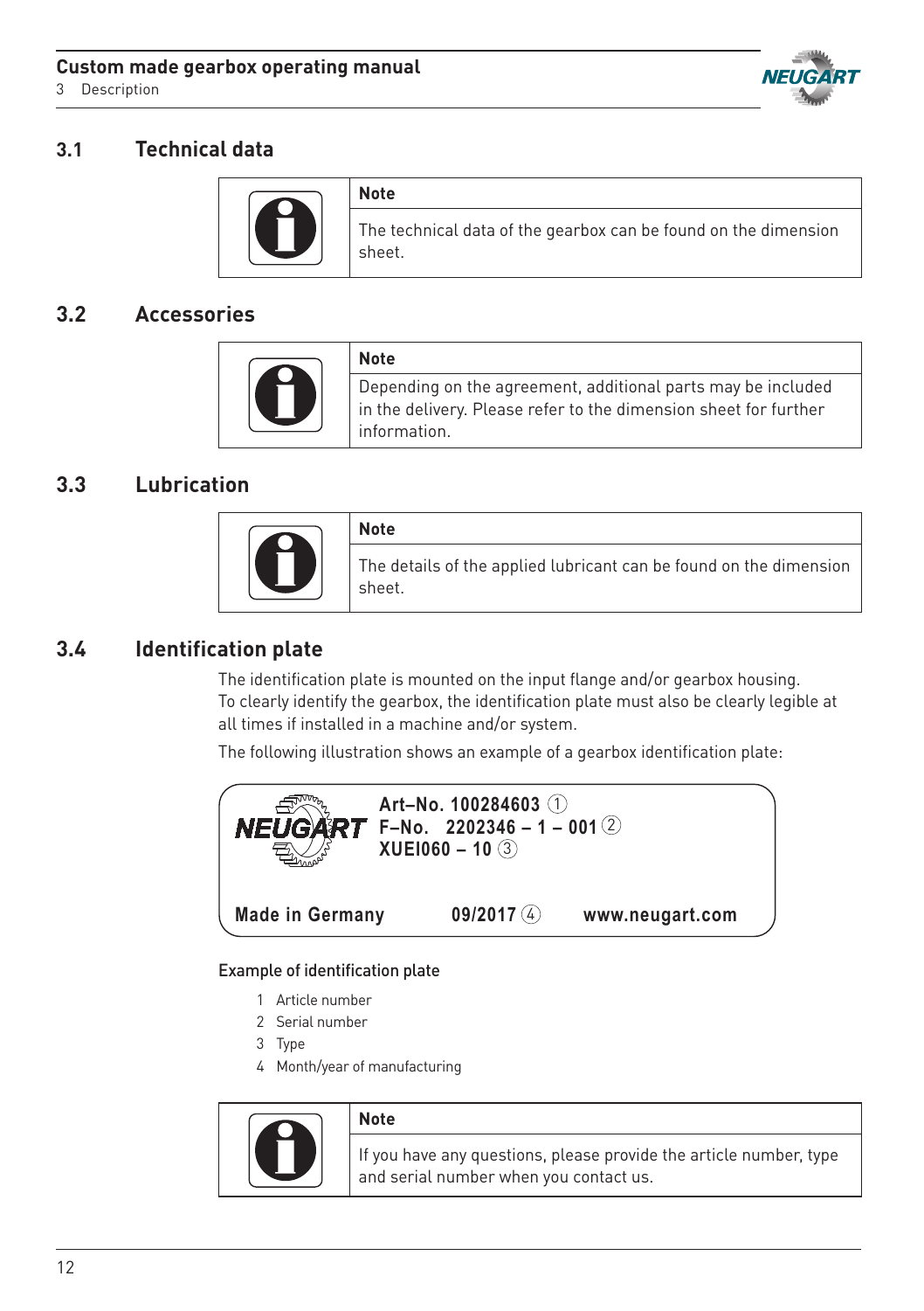## 3.1 Technical data

| | Note |
|---|---|
| | The technical data of the gearbox can be found on the dimension sheet. |

## 3.2 Accessories

| | Note |
|---|---|
| | Depending on the agreement, additional parts may be included in the delivery. Please refer to the dimension sheet for further information. |

## 3.3 Lubrication

| | Note |
|---|---|
| | The details of the applied lubricant can be found on the dimension sheet. |

## 3.4 Identification plate

The identification plate is mounted on the input flange and/or gearbox housing. To clearly identify the gearbox, the identification plate must also be clearly legible at all times if installed in a machine and/or system.

The following illustration shows an example of a gearbox identification plate:

**NEUGART**
**Art–No. 100284603** (1)
**F–No. 2202346 – 1 – 001** (2)
**XUEI060 – 10** (3)

**Made in Germany** **09/2017** (4) **www.neugart.com**

Example of identification plate

1 Article number
2 Serial number
3 Type
4 Month/year of manufacturing

| | Note |
|---|---|
| | If you have any questions, please provide the article number, type and serial number when you contact us. |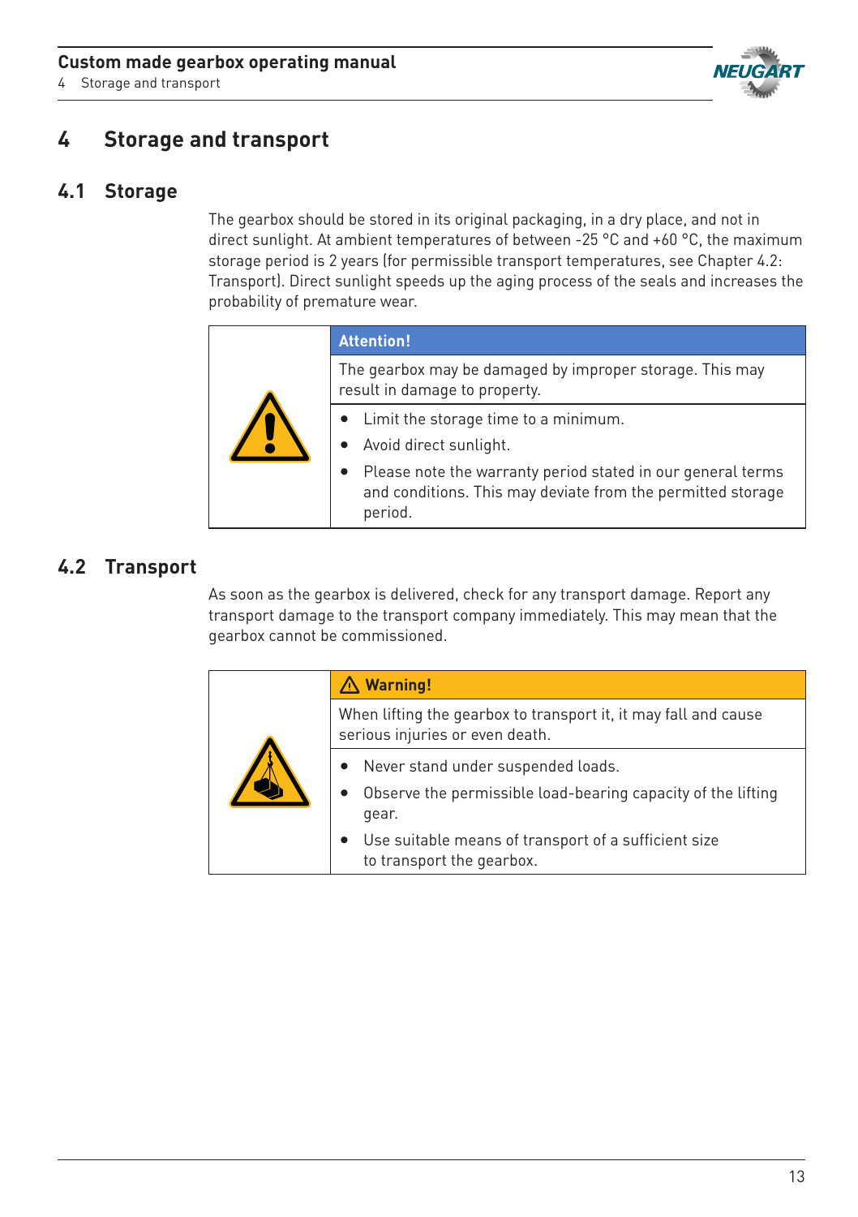# 4 Storage and transport

## 4.1 Storage

The gearbox should be stored in its original packaging, in a dry place, and not in direct sunlight. At ambient temperatures of between -25 °C and +60 °C, the maximum storage period is 2 years (for permissible transport temperatures, see Chapter 4.2: Transport). Direct sunlight speeds up the aging process of the seals and increases the probability of premature wear.

**Attention!**

The gearbox may be damaged by improper storage. This may result in damage to property.

- Limit the storage time to a minimum.
- Avoid direct sunlight.
- Please note the warranty period stated in our general terms and conditions. This may deviate from the permitted storage period.

## 4.2 Transport

As soon as the gearbox is delivered, check for any transport damage. Report any transport damage to the transport company immediately. This may mean that the gearbox cannot be commissioned.

**⚠ Warning!**

When lifting the gearbox to transport it, it may fall and cause serious injuries or even death.

- Never stand under suspended loads.
- Observe the permissible load-bearing capacity of the lifting gear.
- Use suitable means of transport of a sufficient size to transport the gearbox.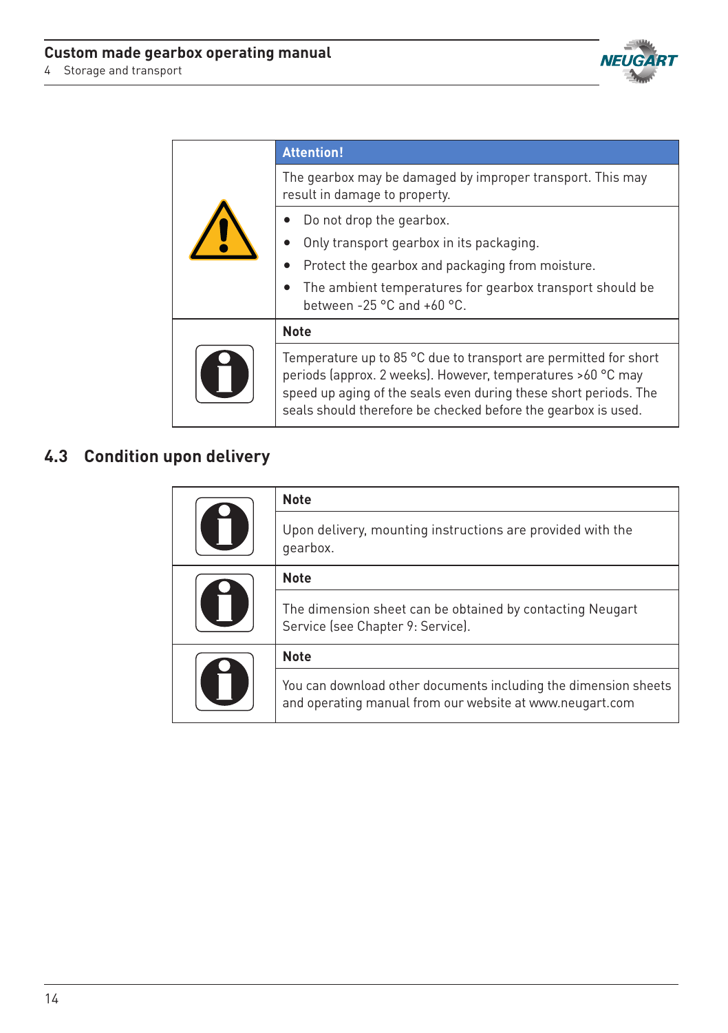| | Attention! |
|---|---|
| | The gearbox may be damaged by improper transport. This may result in damage to property. |
| | • Do not drop the gearbox.<br>• Only transport gearbox in its packaging.<br>• Protect the gearbox and packaging from moisture.<br>• The ambient temperatures for gearbox transport should be between -25 °C and +60 °C. |

| | Note |
|---|---|
| | Temperature up to 85 °C due to transport are permitted for short periods (approx. 2 weeks). However, temperatures >60 °C may speed up aging of the seals even during these short periods. The seals should therefore be checked before the gearbox is used. |

## 4.3 Condition upon delivery

| | Note |
|---|---|
| | Upon delivery, mounting instructions are provided with the gearbox. |

| | Note |
|---|---|
| | The dimension sheet can be obtained by contacting Neugart Service (see Chapter 9: Service). |

| | Note |
|---|---|
| | You can download other documents including the dimension sheets and operating manual from our website at www.neugart.com |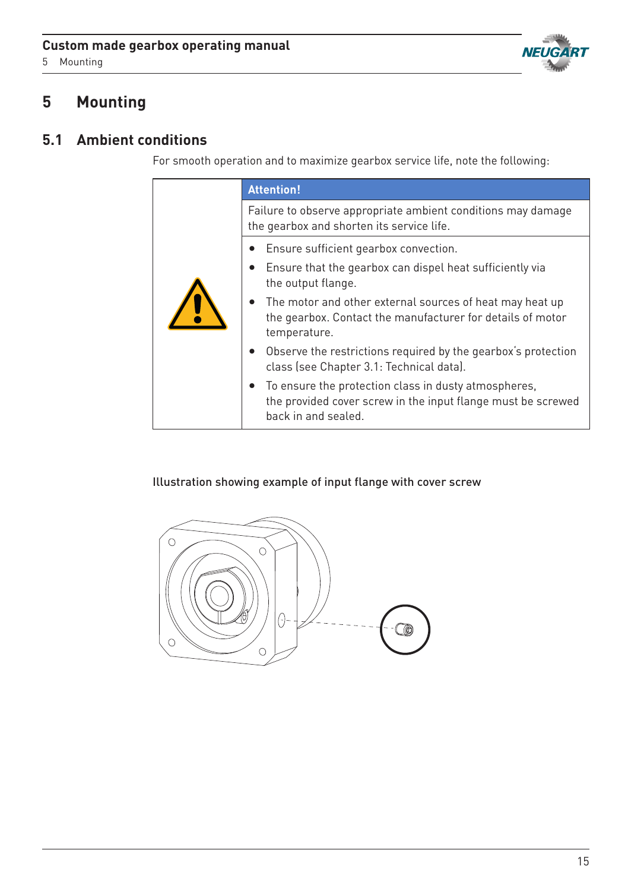# 5 Mounting

## 5.1 Ambient conditions

For smooth operation and to maximize gearbox service life, note the following:

**Attention!**

Failure to observe appropriate ambient conditions may damage the gearbox and shorten its service life.

- Ensure sufficient gearbox convection.
- Ensure that the gearbox can dispel heat sufficiently via the output flange.
- The motor and other external sources of heat may heat up the gearbox. Contact the manufacturer for details of motor temperature.
- Observe the restrictions required by the gearbox's protection class (see Chapter 3.1: Technical data).
- To ensure the protection class in dusty atmospheres, the provided cover screw in the input flange must be screwed back in and sealed.

Illustration showing example of input flange with cover screw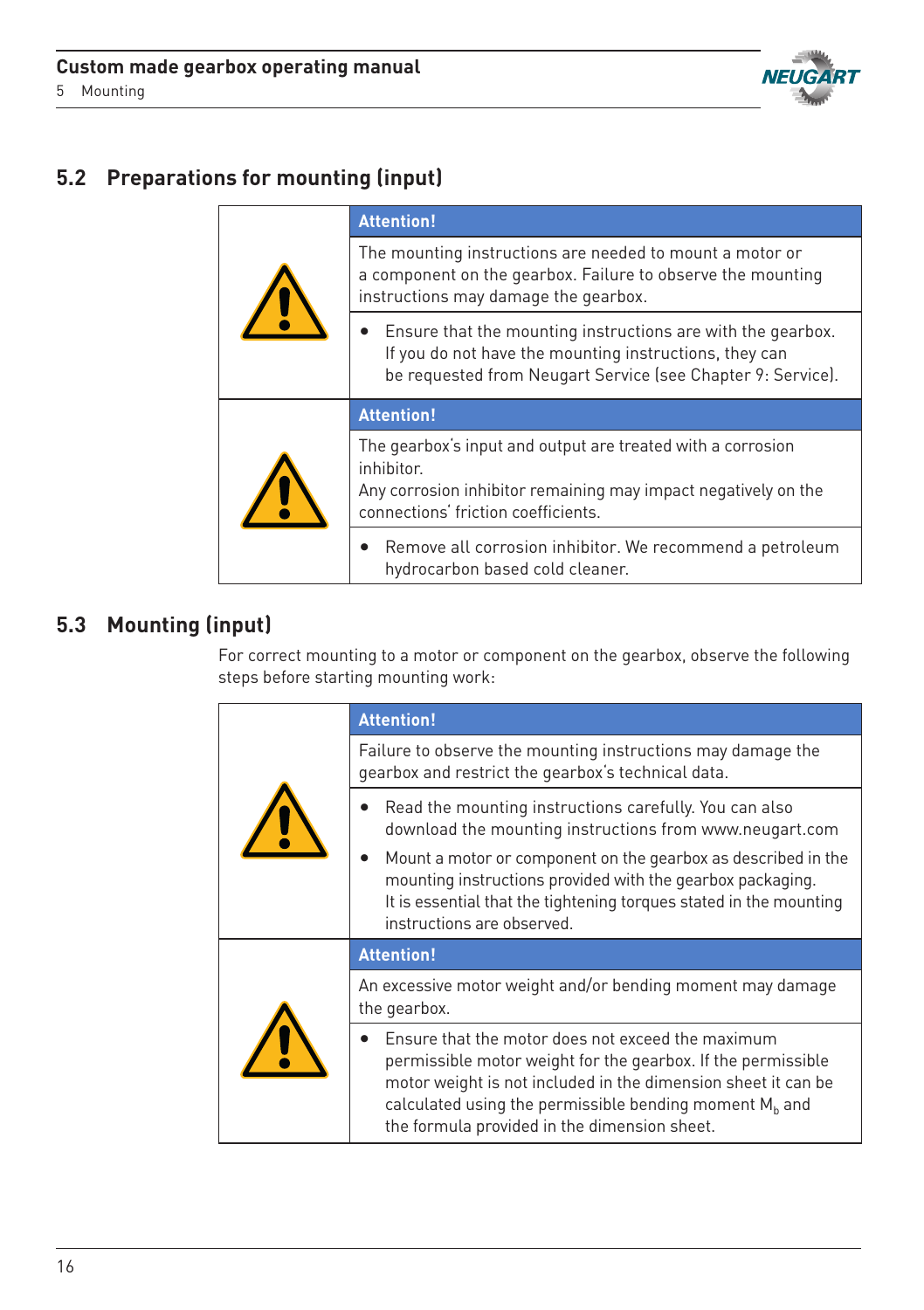## 5.2 Preparations for mounting (input)

**Attention!**

The mounting instructions are needed to mount a motor or a component on the gearbox. Failure to observe the mounting instructions may damage the gearbox.

- Ensure that the mounting instructions are with the gearbox. If you do not have the mounting instructions, they can be requested from Neugart Service (see Chapter 9: Service).

**Attention!**

The gearbox's input and output are treated with a corrosion inhibitor.
Any corrosion inhibitor remaining may impact negatively on the connections' friction coefficients.

- Remove all corrosion inhibitor. We recommend a petroleum hydrocarbon based cold cleaner.

## 5.3 Mounting (input)

For correct mounting to a motor or component on the gearbox, observe the following steps before starting mounting work:

**Attention!**

Failure to observe the mounting instructions may damage the gearbox and restrict the gearbox's technical data.

- Read the mounting instructions carefully. You can also download the mounting instructions from www.neugart.com
- Mount a motor or component on the gearbox as described in the mounting instructions provided with the gearbox packaging. It is essential that the tightening torques stated in the mounting instructions are observed.

**Attention!**

An excessive motor weight and/or bending moment may damage the gearbox.

- Ensure that the motor does not exceed the maximum permissible motor weight for the gearbox. If the permissible motor weight is not included in the dimension sheet it can be calculated using the permissible bending moment $M_b$ and the formula provided in the dimension sheet.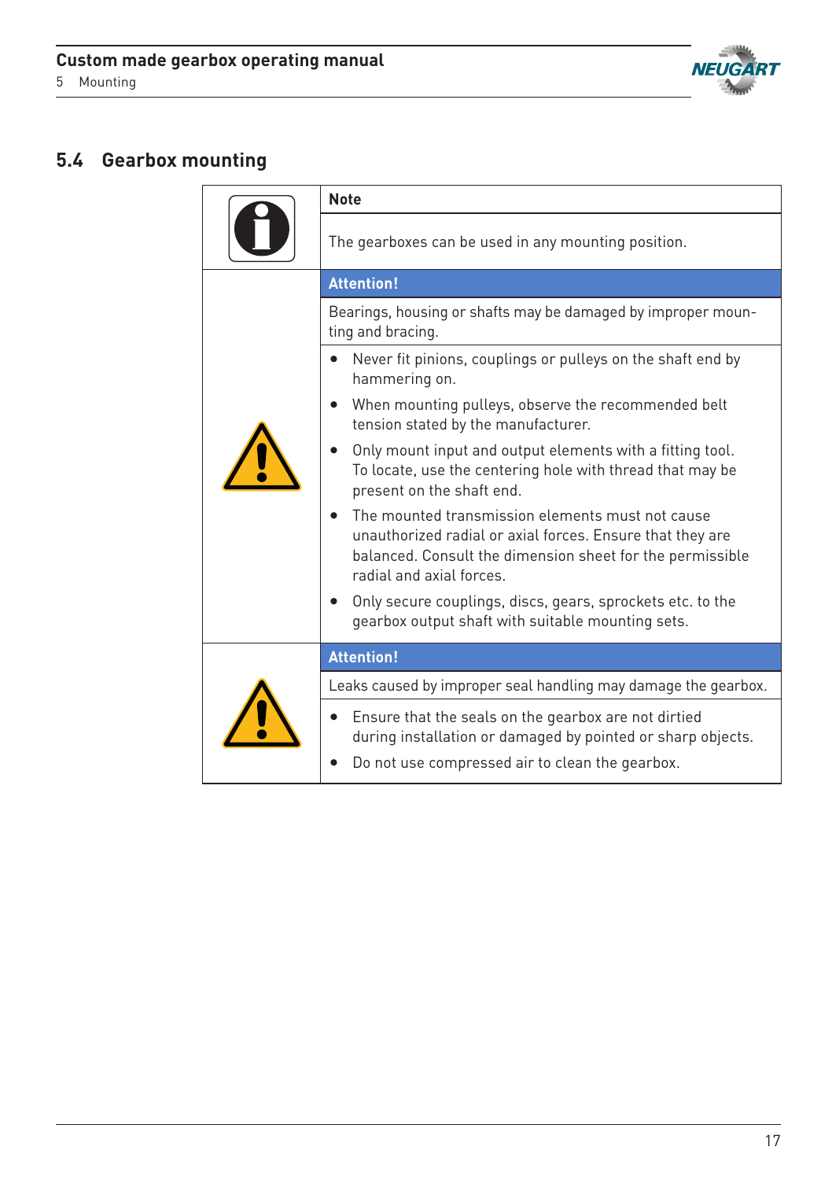## 5.4 Gearbox mounting

**Note**

The gearboxes can be used in any mounting position.

**Attention!**

Bearings, housing or shafts may be damaged by improper mounting and bracing.

- Never fit pinions, couplings or pulleys on the shaft end by hammering on.
- When mounting pulleys, observe the recommended belt tension stated by the manufacturer.
- Only mount input and output elements with a fitting tool. To locate, use the centering hole with thread that may be present on the shaft end.
- The mounted transmission elements must not cause unauthorized radial or axial forces. Ensure that they are balanced. Consult the dimension sheet for the permissible radial and axial forces.
- Only secure couplings, discs, gears, sprockets etc. to the gearbox output shaft with suitable mounting sets.

**Attention!**

Leaks caused by improper seal handling may damage the gearbox.

- Ensure that the seals on the gearbox are not dirtied during installation or damaged by pointed or sharp objects.
- Do not use compressed air to clean the gearbox.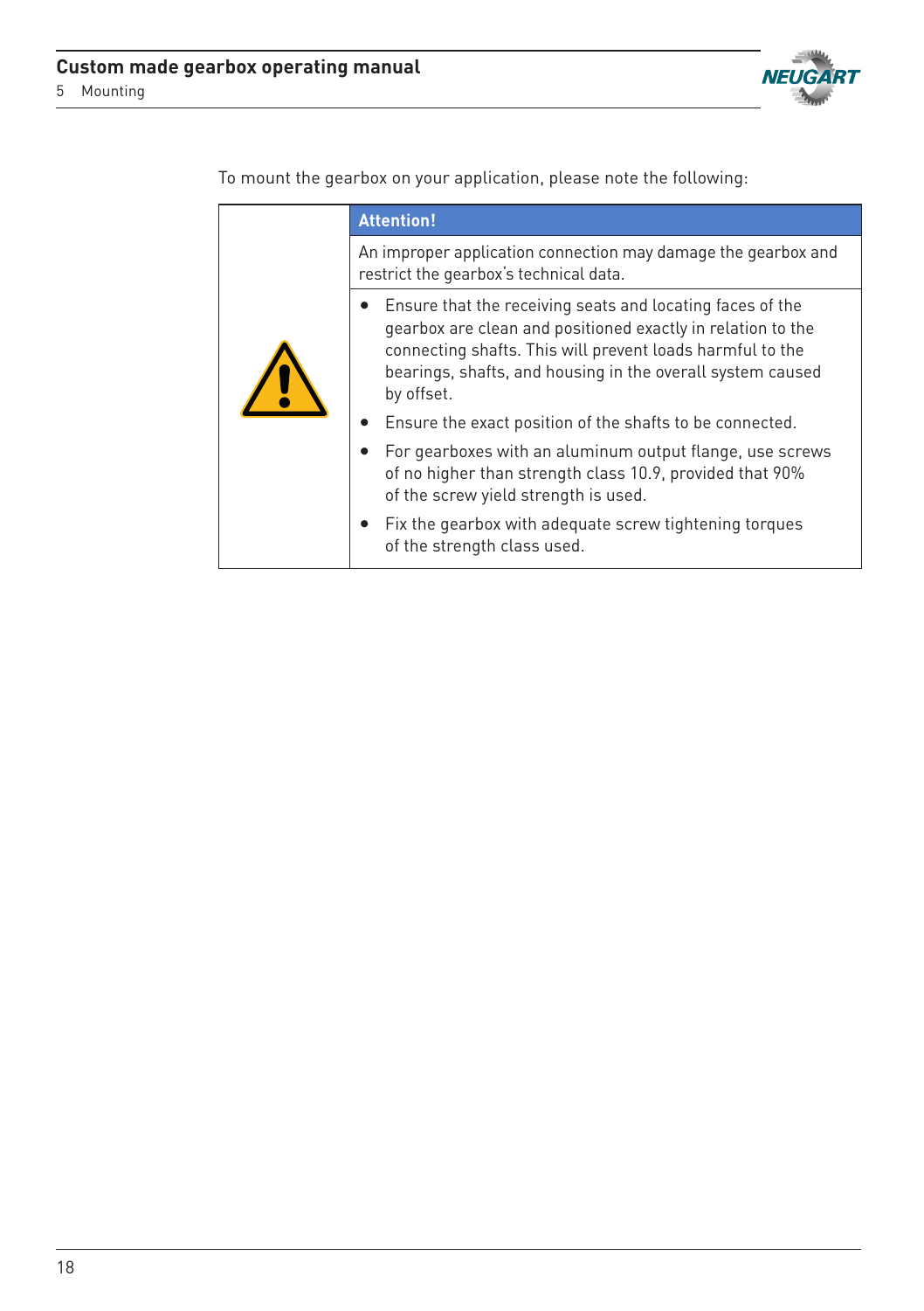To mount the gearbox on your application, please note the following:

| | Attention! |
|---|---|
| ⚠ | An improper application connection may damage the gearbox and restrict the gearbox's technical data. |
| | • Ensure that the receiving seats and locating faces of the gearbox are clean and positioned exactly in relation to the connecting shafts. This will prevent loads harmful to the bearings, shafts, and housing in the overall system caused by offset.<br>• Ensure the exact position of the shafts to be connected.<br>• For gearboxes with an aluminum output flange, use screws of no higher than strength class 10.9, provided that 90% of the screw yield strength is used.<br>• Fix the gearbox with adequate screw tightening torques of the strength class used. |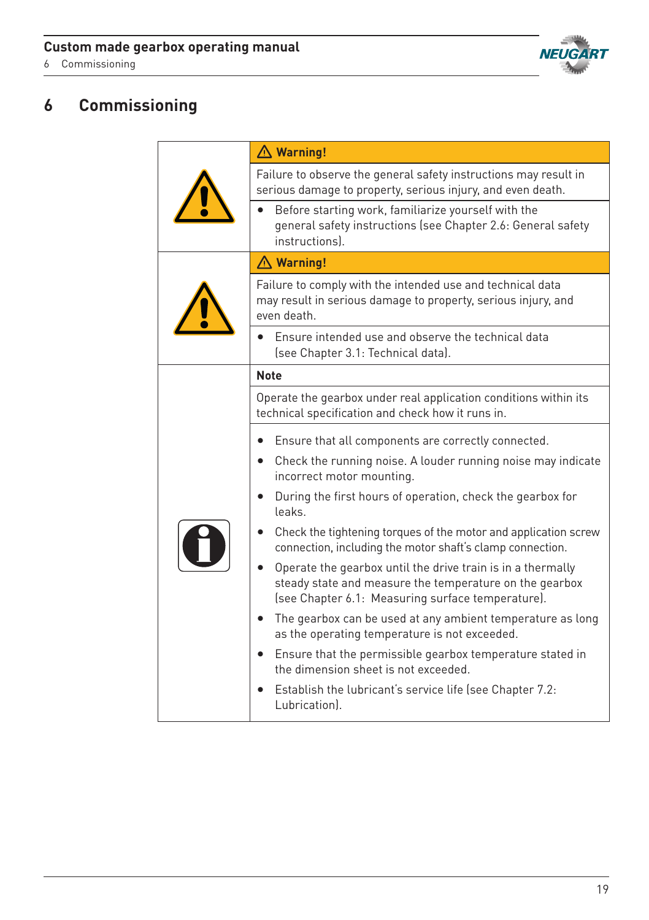# 6 Commissioning

| | ⚠ **Warning!** |
|---|---|
| | Failure to observe the general safety instructions may result in serious damage to property, serious injury, and even death. |
| | • Before starting work, familiarize yourself with the general safety instructions (see Chapter 2.6: General safety instructions). |

| | ⚠ **Warning!** |
|---|---|
| | Failure to comply with the intended use and technical data may result in serious damage to property, serious injury, and even death. |
| | • Ensure intended use and observe the technical data (see Chapter 3.1: Technical data). |

**Note**

Operate the gearbox under real application conditions within its technical specification and check how it runs in.

- Ensure that all components are correctly connected.
- Check the running noise. A louder running noise may indicate incorrect motor mounting.
- During the first hours of operation, check the gearbox for leaks.
- Check the tightening torques of the motor and application screw connection, including the motor shaft's clamp connection.
- Operate the gearbox until the drive train is in a thermally steady state and measure the temperature on the gearbox (see Chapter 6.1: Measuring surface temperature).
- The gearbox can be used at any ambient temperature as long as the operating temperature is not exceeded.
- Ensure that the permissible gearbox temperature stated in the dimension sheet is not exceeded.
- Establish the lubricant's service life (see Chapter 7.2: Lubrication).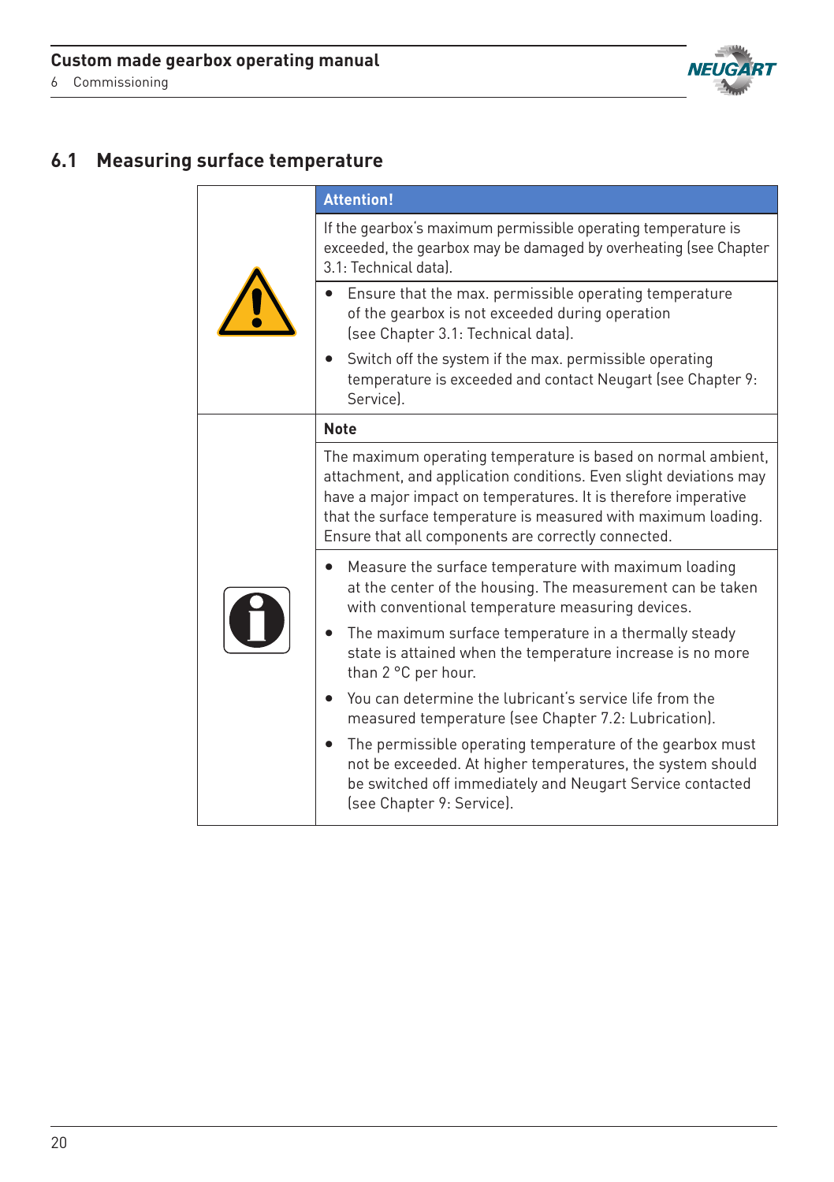## 6.1 Measuring surface temperature

**Attention!**

If the gearbox's maximum permissible operating temperature is exceeded, the gearbox may be damaged by overheating (see Chapter 3.1: Technical data).

- Ensure that the max. permissible operating temperature of the gearbox is not exceeded during operation (see Chapter 3.1: Technical data).
- Switch off the system if the max. permissible operating temperature is exceeded and contact Neugart (see Chapter 9: Service).

**Note**

The maximum operating temperature is based on normal ambient, attachment, and application conditions. Even slight deviations may have a major impact on temperatures. It is therefore imperative that the surface temperature is measured with maximum loading. Ensure that all components are correctly connected.

- Measure the surface temperature with maximum loading at the center of the housing. The measurement can be taken with conventional temperature measuring devices.
- The maximum surface temperature in a thermally steady state is attained when the temperature increase is no more than 2 °C per hour.
- You can determine the lubricant's service life from the measured temperature (see Chapter 7.2: Lubrication).
- The permissible operating temperature of the gearbox must not be exceeded. At higher temperatures, the system should be switched off immediately and Neugart Service contacted (see Chapter 9: Service).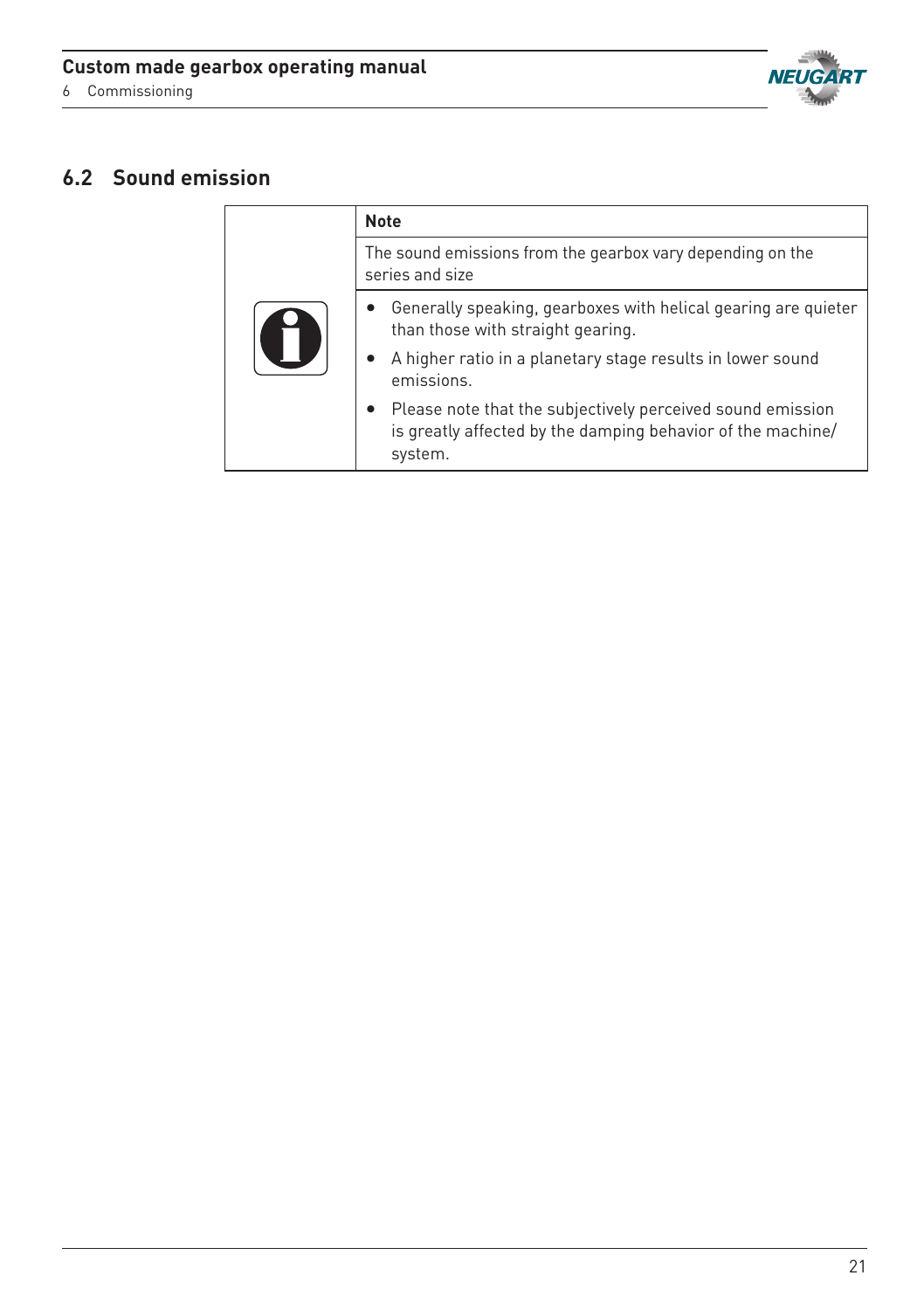## 6.2 Sound emission

| | **Note** |
|---|---|
| | The sound emissions from the gearbox vary depending on the series and size |
| | • Generally speaking, gearboxes with helical gearing are quieter than those with straight gearing.<br>• A higher ratio in a planetary stage results in lower sound emissions.<br>• Please note that the subjectively perceived sound emission is greatly affected by the damping behavior of the machine/system. |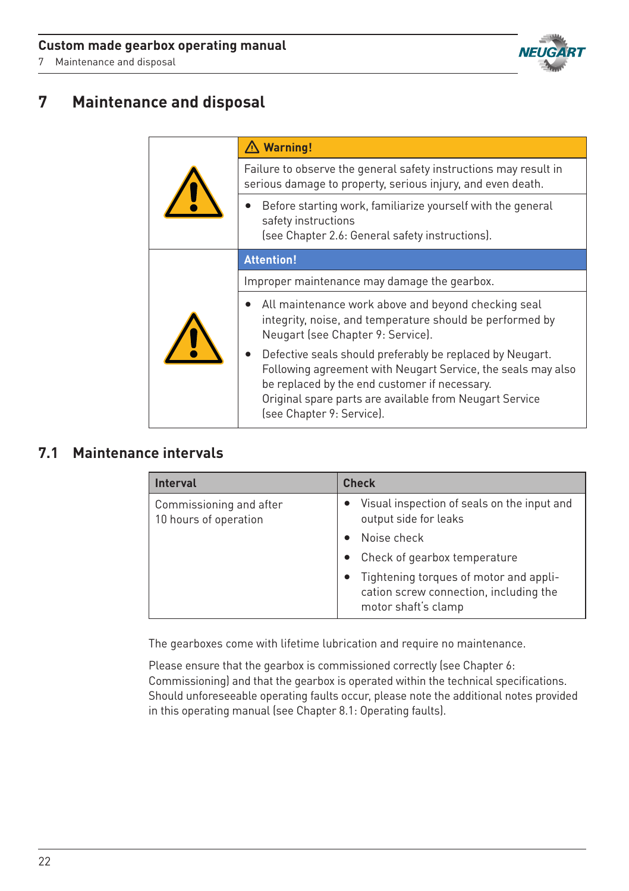# 7 Maintenance and disposal

| | ⚠ **Warning!** |
|---|---|
| | Failure to observe the general safety instructions may result in serious damage to property, serious injury, and even death. |
| | • Before starting work, familiarize yourself with the general safety instructions (see Chapter 2.6: General safety instructions). |

| | **Attention!** |
|---|---|
| | Improper maintenance may damage the gearbox. |
| | • All maintenance work above and beyond checking seal integrity, noise, and temperature should be performed by Neugart (see Chapter 9: Service).<br>• Defective seals should preferably be replaced by Neugart. Following agreement with Neugart Service, the seals may also be replaced by the end customer if necessary. Original spare parts are available from Neugart Service (see Chapter 9: Service). |

## 7.1 Maintenance intervals

| Interval | Check |
|---|---|
| Commissioning and after 10 hours of operation | • Visual inspection of seals on the input and output side for leaks<br>• Noise check<br>• Check of gearbox temperature<br>• Tightening torques of motor and application screw connection, including the motor shaft's clamp |

The gearboxes come with lifetime lubrication and require no maintenance.

Please ensure that the gearbox is commissioned correctly (see Chapter 6: Commissioning) and that the gearbox is operated within the technical specifications. Should unforeseeable operating faults occur, please note the additional notes provided in this operating manual (see Chapter 8.1: Operating faults).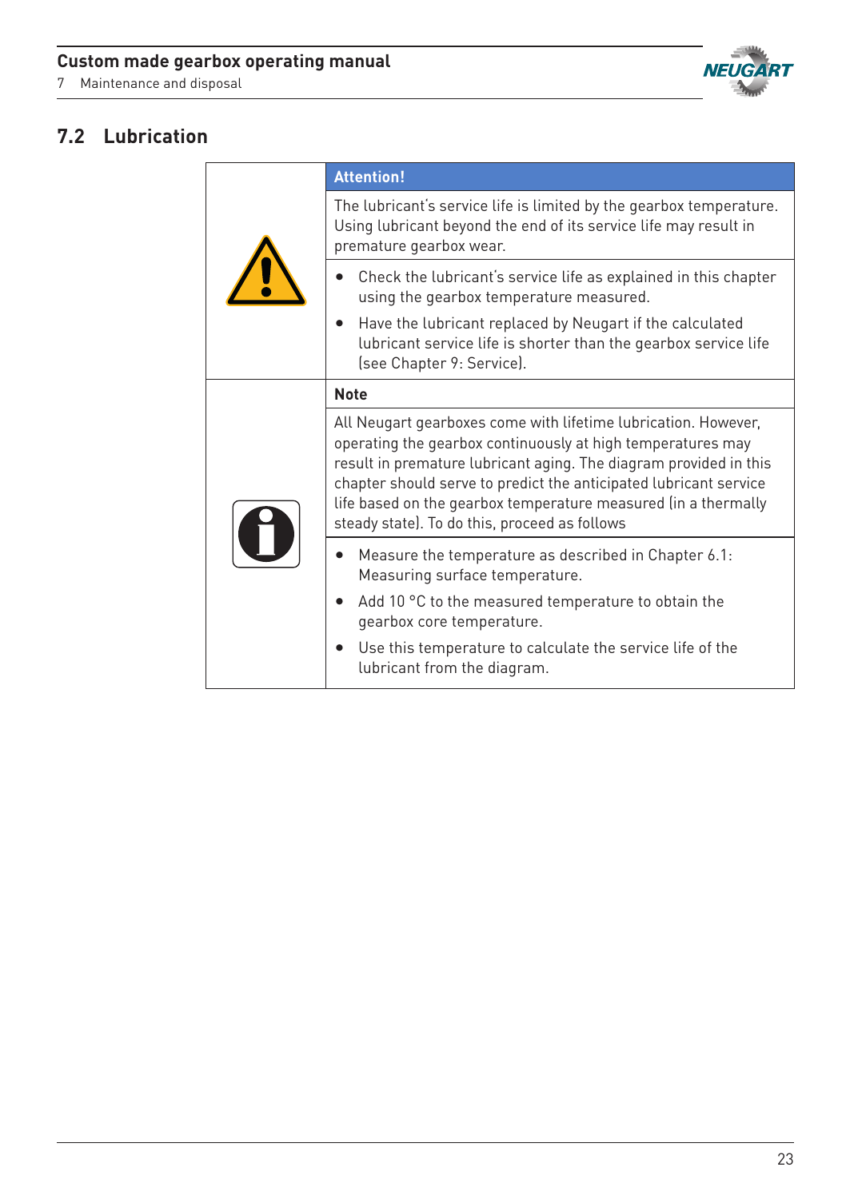## 7.2 Lubrication

| | **Attention!** |
|---|---|
| | The lubricant's service life is limited by the gearbox temperature. Using lubricant beyond the end of its service life may result in premature gearbox wear. |
| | • Check the lubricant's service life as explained in this chapter using the gearbox temperature measured.<br>• Have the lubricant replaced by Neugart if the calculated lubricant service life is shorter than the gearbox service life (see Chapter 9: Service). |

| | **Note** |
|---|---|
| | All Neugart gearboxes come with lifetime lubrication. However, operating the gearbox continuously at high temperatures may result in premature lubricant aging. The diagram provided in this chapter should serve to predict the anticipated lubricant service life based on the gearbox temperature measured (in a thermally steady state). To do this, proceed as follows |
| | • Measure the temperature as described in Chapter 6.1: Measuring surface temperature.<br>• Add 10 °C to the measured temperature to obtain the gearbox core temperature.<br>• Use this temperature to calculate the service life of the lubricant from the diagram. |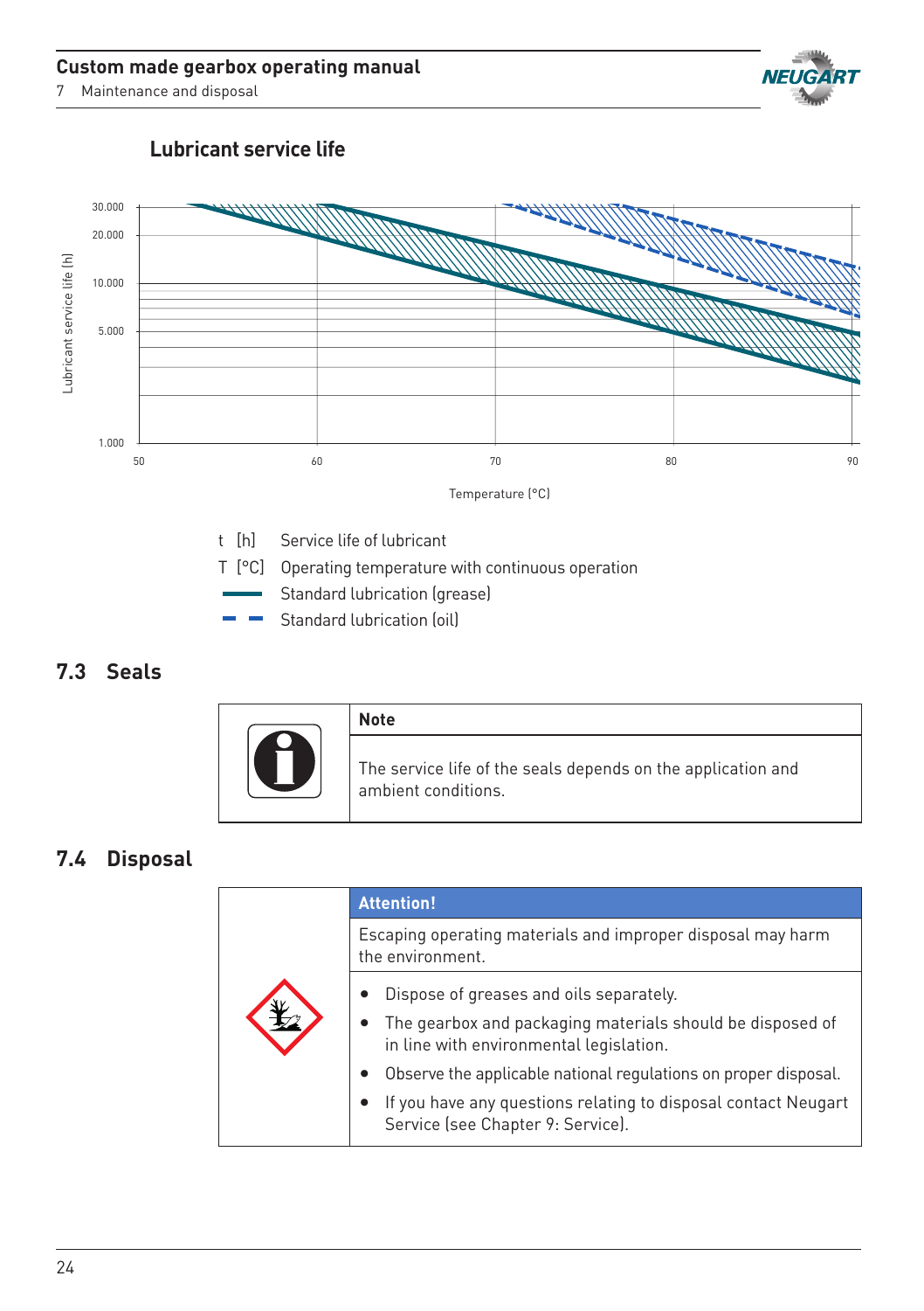**Lubricant service life**

t [h] Service life of lubricant

T [°C] Operating temperature with continuous operation

Standard lubrication (grease)

Standard lubrication (oil)

## 7.3 Seals

| | **Note** |
|---|---|
| | The service life of the seals depends on the application and ambient conditions. |

## 7.4 Disposal

| | **Attention!** |
|---|---|
| | Escaping operating materials and improper disposal may harm the environment. |
| | • Dispose of greases and oils separately.<br>• The gearbox and packaging materials should be disposed of in line with environmental legislation.<br>• Observe the applicable national regulations on proper disposal.<br>• If you have any questions relating to disposal contact Neugart Service (see Chapter 9: Service). |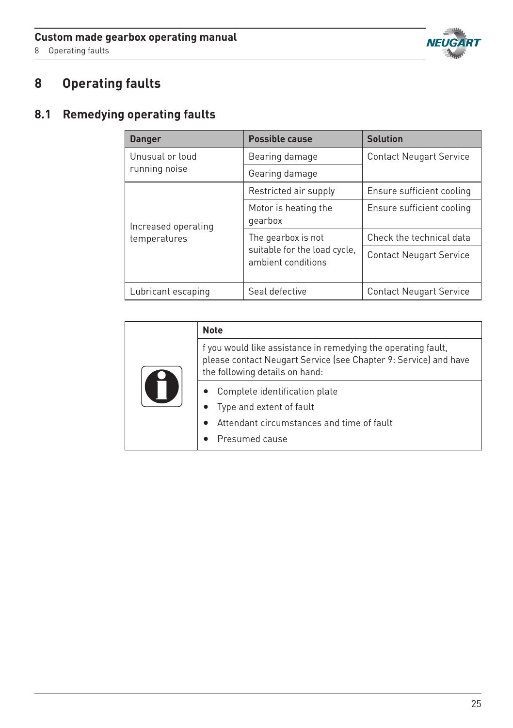# 8 Operating faults

## 8.1 Remedying operating faults

| Danger | Possible cause | Solution |
|---|---|---|
| Unusual or loud running noise | Bearing damage | Contact Neugart Service |
| | Gearing damage | |
| Increased operating temperatures | Restricted air supply | Ensure sufficient cooling |
| | Motor is heating the gearbox | Ensure sufficient cooling |
| | The gearbox is not suitable for the load cycle, ambient conditions | Check the technical data |
| | | Contact Neugart Service |
| Lubricant escaping | Seal defective | Contact Neugart Service |

| | Note |
|---|---|
| | f you would like assistance in remedying the operating fault, please contact Neugart Service (see Chapter 9: Service) and have the following details on hand: |

- Complete identification plate
- Type and extent of fault
- Attendant circumstances and time of fault
- Presumed cause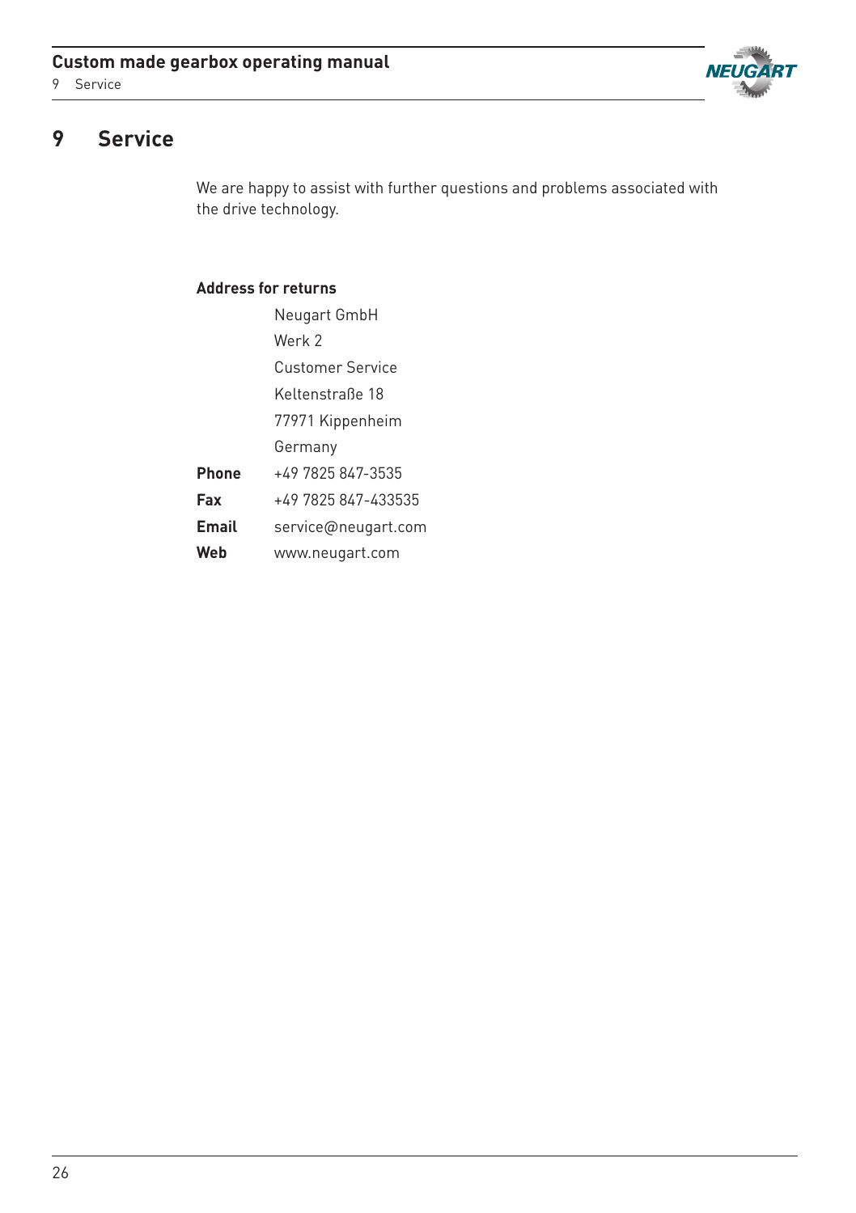# 9 Service

We are happy to assist with further questions and problems associated with the drive technology.

**Address for returns**

| | |
|---|---|
| | Neugart GmbH |
| | Werk 2 |
| | Customer Service |
| | Keltenstraße 18 |
| | 77971 Kippenheim |
| | Germany |
| **Phone** | +49 7825 847-3535 |
| **Fax** | +49 7825 847-433535 |
| **Email** | service@neugart.com |
| **Web** | www.neugart.com |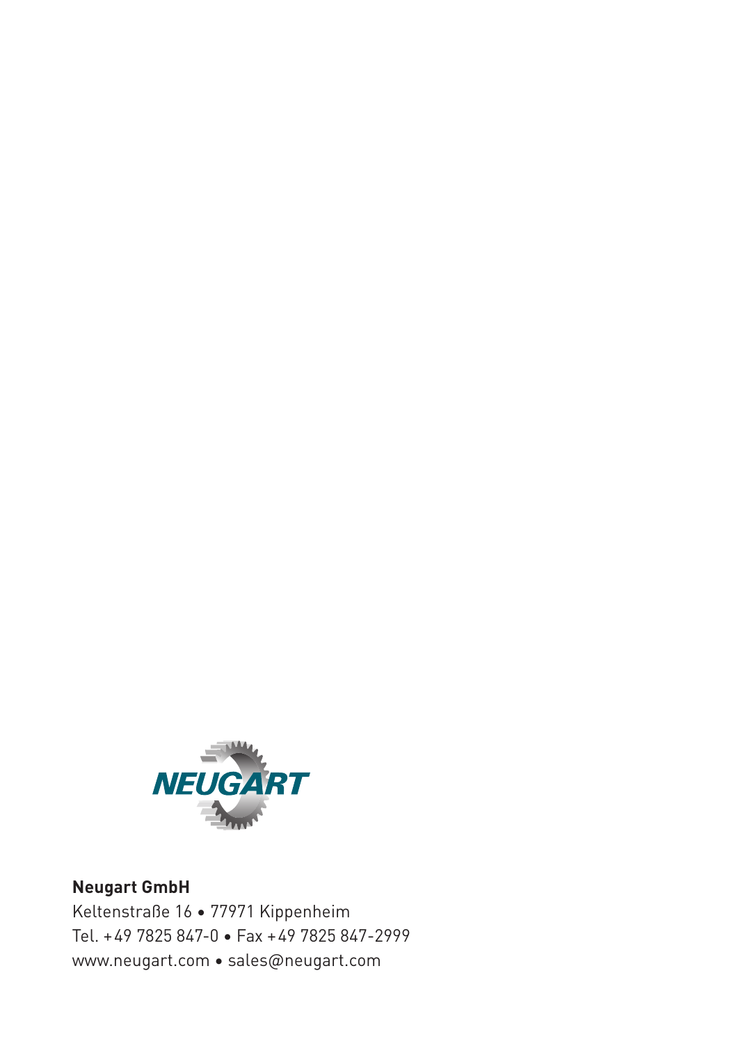NEUGART

**Neugart GmbH**
Keltenstraße 16 • 77971 Kippenheim
Tel. +49 7825 847-0 • Fax +49 7825 847-2999
www.neugart.com • sales@neugart.com